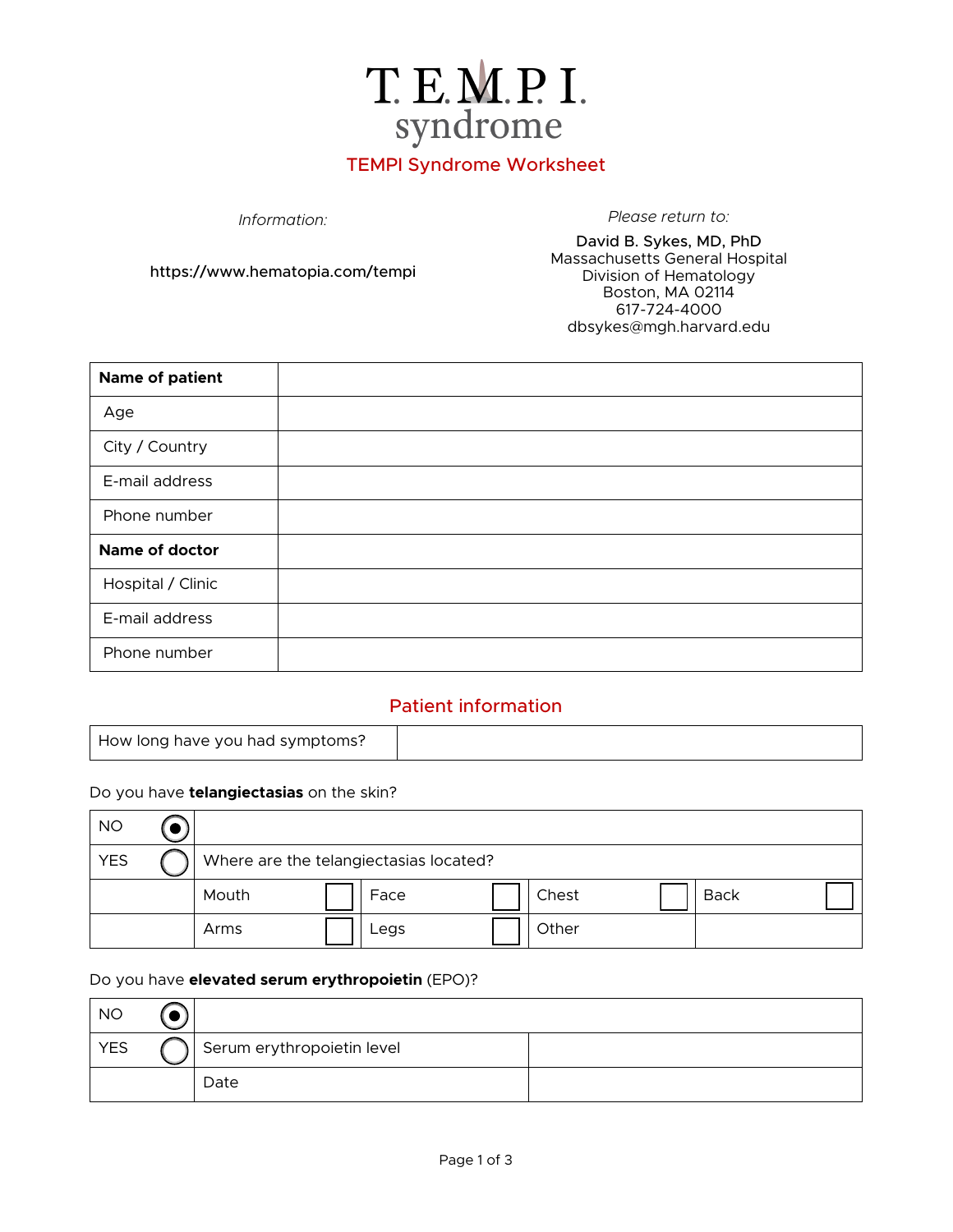# T.E.M.P.I. syndrome

## TEMPI Syndrome Worksheet

*Information:*

https://www.hematopia.com/tempi

*Please return to:*

David B. Sykes, MD, PhD
Massachusetts General Hospital
Division of Hematology
Boston, MA 02114
617-724-4000
dbsykes@mgh.harvard.edu

| **Name of patient** | |
|---|---|
| Age | |
| City / Country | |
| E-mail address | |
| Phone number | |
| **Name of doctor** | |
| Hospital / Clinic | |
| E-mail address | |
| Phone number | |

## Patient information

| How long have you had symptoms? | |
|---|---|

Do you have **telangiectasias** on the skin?

| NO (●) | | | | |
|---|---|---|---|---|
| YES ( ) | Where are the telangiectasias located? | | | |
| | Mouth ☐ | Face ☐ | Chest ☐ | Back ☐ |
| | Arms ☐ | Legs ☐ | Other | |

Do you have **elevated serum erythropoietin** (EPO)?

| NO (●) | | |
|---|---|---|
| YES ( ) | Serum erythropoietin level | |
| | Date | |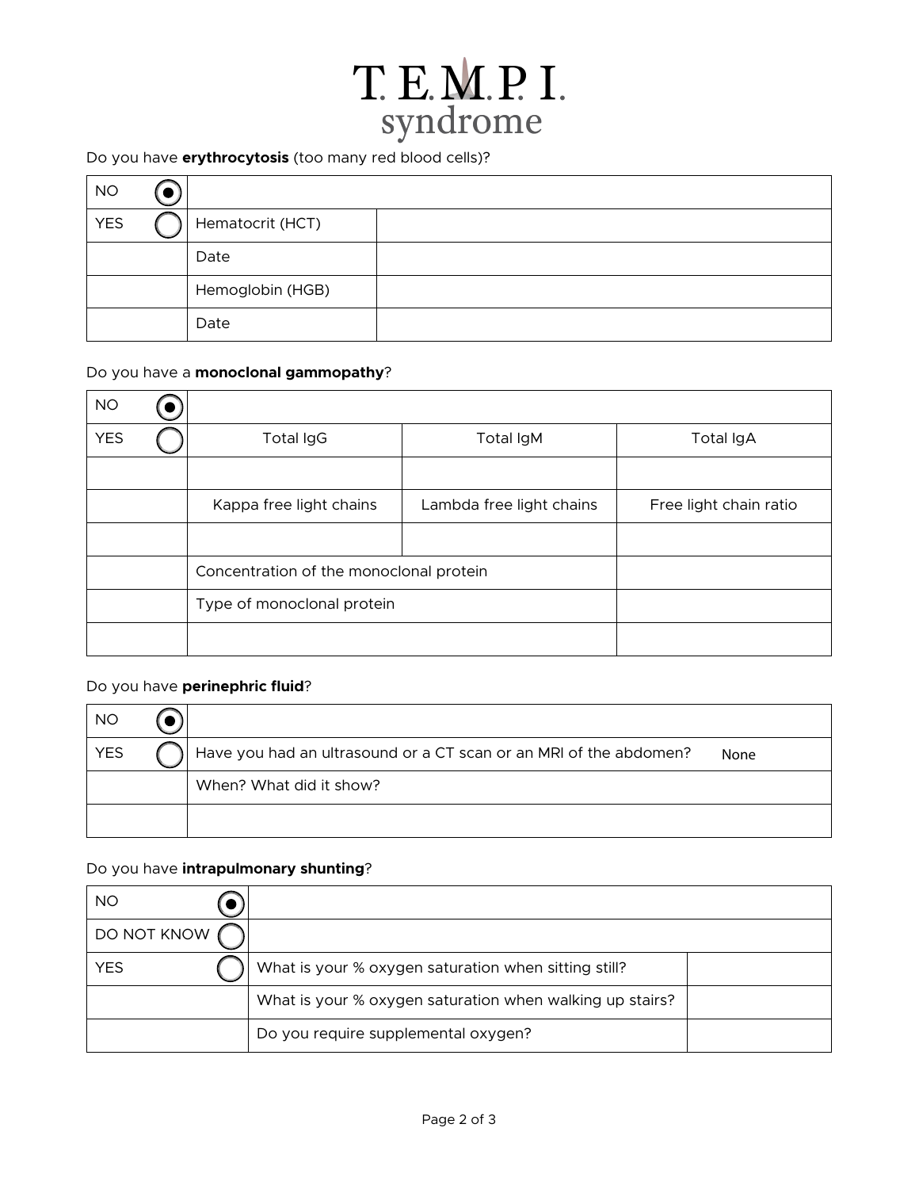# T.E.M.P.I. syndrome

Do you have **erythrocytosis** (too many red blood cells)?

| | | |
|---|---|---|
| NO (●) | | |
| YES ( ) | Hematocrit (HCT) | |
| | Date | |
| | Hemoglobin (HGB) | |
| | Date | |

Do you have a **monoclonal gammopathy**?

| | | | |
|---|---|---|---|
| NO (●) | | | |
| YES ( ) | Total IgG | Total IgM | Total IgA |
| | | | |
| | Kappa free light chains | Lambda free light chains | Free light chain ratio |
| | | | |
| | Concentration of the monoclonal protein | | |
| | Type of monoclonal protein | | |
| | | | |

Do you have **perinephric fluid**?

| | |
|---|---|
| NO (●) | |
| YES ( ) | Have you had an ultrasound or a CT scan or an MRI of the abdomen? None |
| | When? What did it show? |
| | |

Do you have **intrapulmonary shunting**?

| | | |
|---|---|---|
| NO (●) | | |
| DO NOT KNOW ( ) | | |
| YES ( ) | What is your % oxygen saturation when sitting still? | |
| | What is your % oxygen saturation when walking up stairs? | |
| | Do you require supplemental oxygen? | |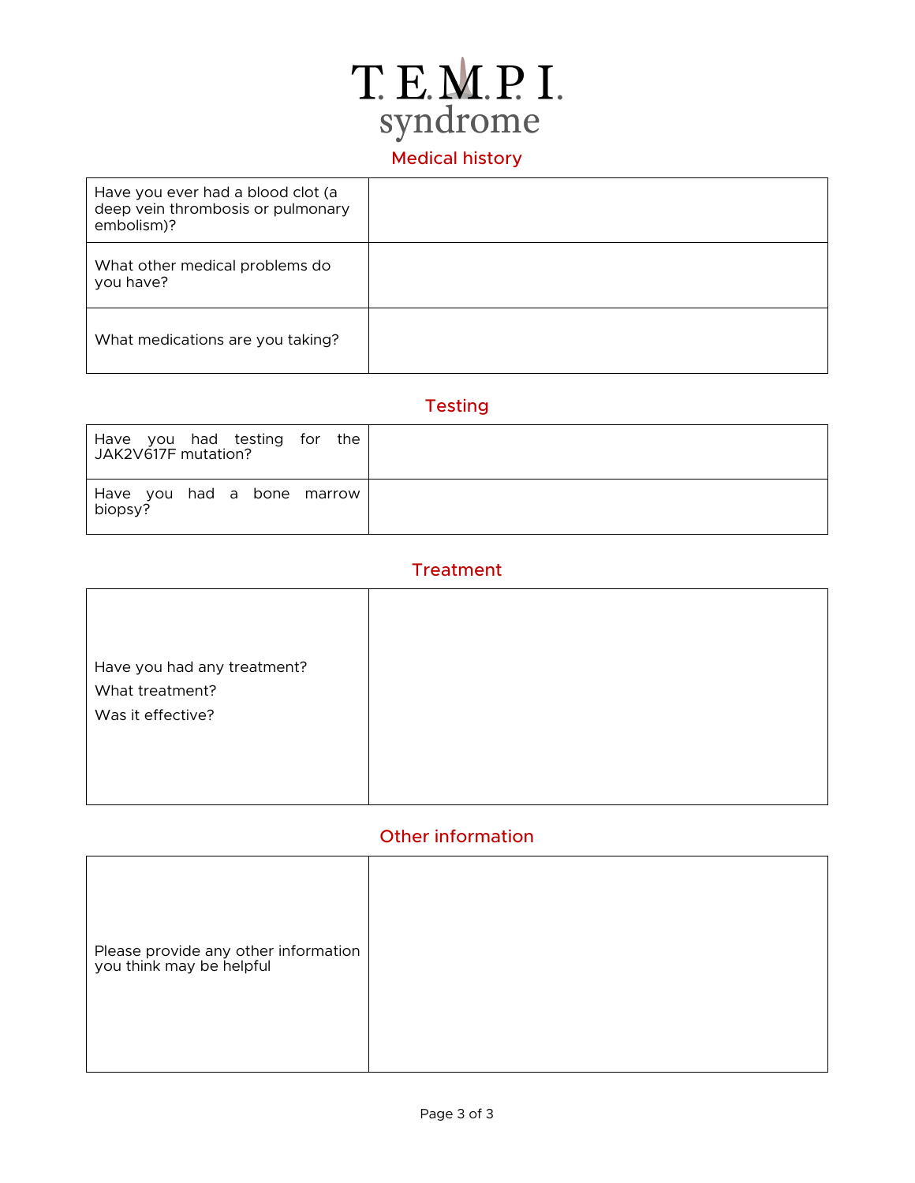# T.E.M.P.I. syndrome

## Medical history

| | |
|---|---|
| Have you ever had a blood clot (a deep vein thrombosis or pulmonary embolism)? | |
| What other medical problems do you have? | |
| What medications are you taking? | |

## Testing

| | |
|---|---|
| Have you had testing for the JAK2V617F mutation? | |
| Have you had a bone marrow biopsy? | |

## Treatment

| | |
|---|---|
| Have you had any treatment?<br>What treatment?<br>Was it effective? | |

## Other information

| | |
|---|---|
| Please provide any other information you think may be helpful | |